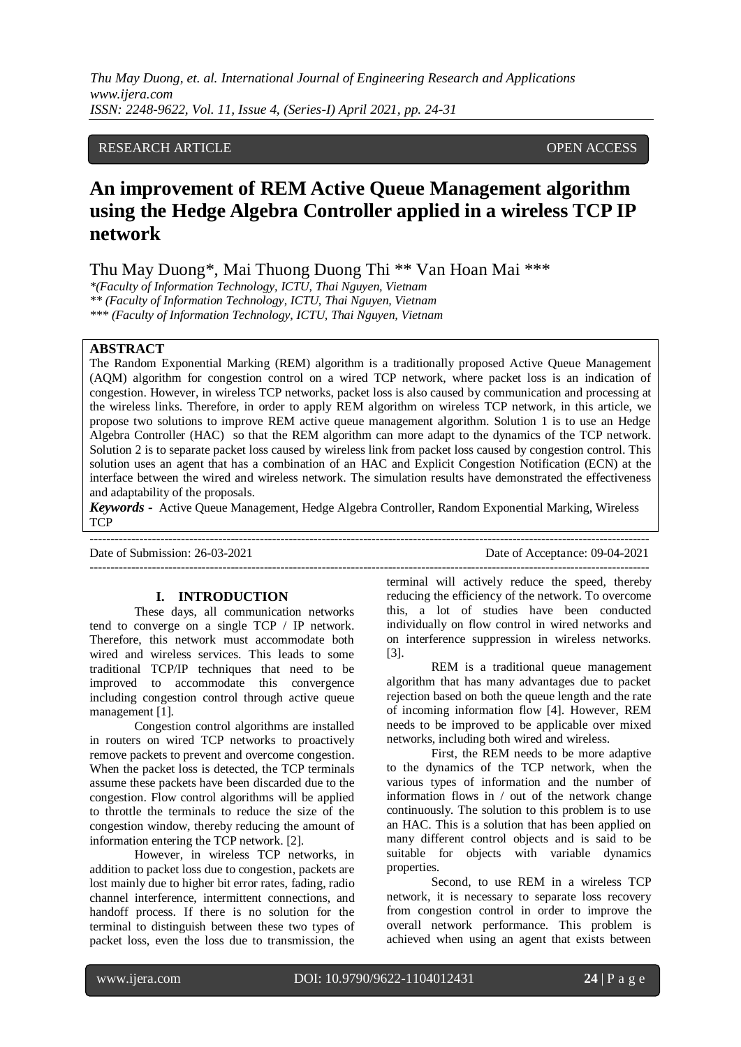RESEARCH ARTICLE OPEN ACCESS

# An improvement of REM Active Queue Management algorithm using the Hedge Algebra Controller applied in a wireless TCP IP network

Thu May Duong*, Mai Thuong Duong Thi ** Van Hoan Mai ***

*(Faculty of Information Technology, ICTU, Thai Nguyen, Vietnam

** (Faculty of Information Technology, ICTU, Thai Nguyen, Vietnam

*** (Faculty of Information Technology, ICTU, Thai Nguyen, Vietnam

## ABSTRACT

The Random Exponential Marking (REM) algorithm is a traditionally proposed Active Queue Management (AQM) algorithm for congestion control on a wired TCP network, where packet loss is an indication of congestion. However, in wireless TCP networks, packet loss is also caused by communication and processing at the wireless links. Therefore, in order to apply REM algorithm on wireless TCP network, in this article, we propose two solutions to improve REM active queue management algorithm. Solution 1 is to use an Hedge Algebra Controller (HAC) so that the REM algorithm can more adapt to the dynamics of the TCP network. Solution 2 is to separate packet loss caused by wireless link from packet loss caused by congestion control. This solution uses an agent that has a combination of an HAC and Explicit Congestion Notification (ECN) at the interface between the wired and wireless network. The simulation results have demonstrated the effectiveness and adaptability of the proposals.

***Keywords*** **-** Active Queue Management, Hedge Algebra Controller, Random Exponential Marking, Wireless TCP

---

Date of Submission: 26-03-2021 Date of Acceptance: 09-04-2021

---

## I. INTRODUCTION

These days, all communication networks tend to converge on a single TCP / IP network. Therefore, this network must accommodate both wired and wireless services. This leads to some traditional TCP/IP techniques that need to be improved to accommodate this convergence including congestion control through active queue management [1].

Congestion control algorithms are installed in routers on wired TCP networks to proactively remove packets to prevent and overcome congestion. When the packet loss is detected, the TCP terminals assume these packets have been discarded due to the congestion. Flow control algorithms will be applied to throttle the terminals to reduce the size of the congestion window, thereby reducing the amount of information entering the TCP network. [2].

However, in wireless TCP networks, in addition to packet loss due to congestion, packets are lost mainly due to higher bit error rates, fading, radio channel interference, intermittent connections, and handoff process. If there is no solution for the terminal to distinguish between these two types of packet loss, even the loss due to transmission, the terminal will actively reduce the speed, thereby reducing the efficiency of the network. To overcome this, a lot of studies have been conducted individually on flow control in wired networks and on interference suppression in wireless networks. [3].

REM is a traditional queue management algorithm that has many advantages due to packet rejection based on both the queue length and the rate of incoming information flow [4]. However, REM needs to be improved to be applicable over mixed networks, including both wired and wireless.

First, the REM needs to be more adaptive to the dynamics of the TCP network, when the various types of information and the number of information flows in / out of the network change continuously. The solution to this problem is to use an HAC. This is a solution that has been applied on many different control objects and is said to be suitable for objects with variable dynamics properties.

Second, to use REM in a wireless TCP network, it is necessary to separate loss recovery from congestion control in order to improve the overall network performance. This problem is achieved when using an agent that exists between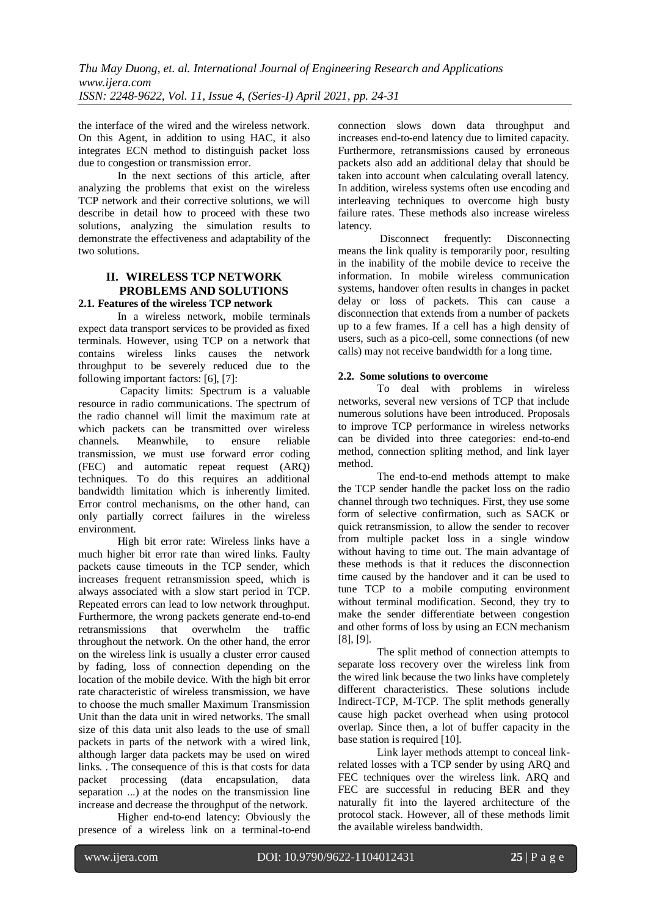the interface of the wired and the wireless network. On this Agent, in addition to using HAC, it also integrates ECN method to distinguish packet loss due to congestion or transmission error.

In the next sections of this article, after analyzing the problems that exist on the wireless TCP network and their corrective solutions, we will describe in detail how to proceed with these two solutions, analyzing the simulation results to demonstrate the effectiveness and adaptability of the two solutions.

## II. WIRELESS TCP NETWORK PROBLEMS AND SOLUTIONS

### 2.1. Features of the wireless TCP network

In a wireless network, mobile terminals expect data transport services to be provided as fixed terminals. However, using TCP on a network that contains wireless links causes the network throughput to be severely reduced due to the following important factors: [6], [7]:

Capacity limits: Spectrum is a valuable resource in radio communications. The spectrum of the radio channel will limit the maximum rate at which packets can be transmitted over wireless channels. Meanwhile, to ensure reliable transmission, we must use forward error coding (FEC) and automatic repeat request (ARQ) techniques. To do this requires an additional bandwidth limitation which is inherently limited. Error control mechanisms, on the other hand, can only partially correct failures in the wireless environment.

High bit error rate: Wireless links have a much higher bit error rate than wired links. Faulty packets cause timeouts in the TCP sender, which increases frequent retransmission speed, which is always associated with a slow start period in TCP. Repeated errors can lead to low network throughput. Furthermore, the wrong packets generate end-to-end retransmissions that overwhelm the traffic throughout the network. On the other hand, the error on the wireless link is usually a cluster error caused by fading, loss of connection depending on the location of the mobile device. With the high bit error rate characteristic of wireless transmission, we have to choose the much smaller Maximum Transmission Unit than the data unit in wired networks. The small size of this data unit also leads to the use of small packets in parts of the network with a wired link, although larger data packets may be used on wired links. . The consequence of this is that costs for data packet processing (data encapsulation, data separation ...) at the nodes on the transmission line increase and decrease the throughput of the network.

Higher end-to-end latency: Obviously the presence of a wireless link on a terminal-to-end connection slows down data throughput and increases end-to-end latency due to limited capacity. Furthermore, retransmissions caused by erroneous packets also add an additional delay that should be taken into account when calculating overall latency. In addition, wireless systems often use encoding and interleaving techniques to overcome high busty failure rates. These methods also increase wireless latency.

Disconnect frequently: Disconnecting means the link quality is temporarily poor, resulting in the inability of the mobile device to receive the information. In mobile wireless communication systems, handover often results in changes in packet delay or loss of packets. This can cause a disconnection that extends from a number of packets up to a few frames. If a cell has a high density of users, such as a pico-cell, some connections (of new calls) may not receive bandwidth for a long time.

### 2.2. Some solutions to overcome

To deal with problems in wireless networks, several new versions of TCP that include numerous solutions have been introduced. Proposals to improve TCP performance in wireless networks can be divided into three categories: end-to-end method, connection spliting method, and link layer method.

The end-to-end methods attempt to make the TCP sender handle the packet loss on the radio channel through two techniques. First, they use some form of selective confirmation, such as SACK or quick retransmission, to allow the sender to recover from multiple packet loss in a single window without having to time out. The main advantage of these methods is that it reduces the disconnection time caused by the handover and it can be used to tune TCP to a mobile computing environment without terminal modification. Second, they try to make the sender differentiate between congestion and other forms of loss by using an ECN mechanism [8], [9].

The split method of connection attempts to separate loss recovery over the wireless link from the wired link because the two links have completely different characteristics. These solutions include Indirect-TCP, M-TCP. The split methods generally cause high packet overhead when using protocol overlap. Since then, a lot of buffer capacity in the base station is required [10].

Link layer methods attempt to conceal link-related losses with a TCP sender by using ARQ and FEC techniques over the wireless link. ARQ and FEC are successful in reducing BER and they naturally fit into the layered architecture of the protocol stack. However, all of these methods limit the available wireless bandwidth.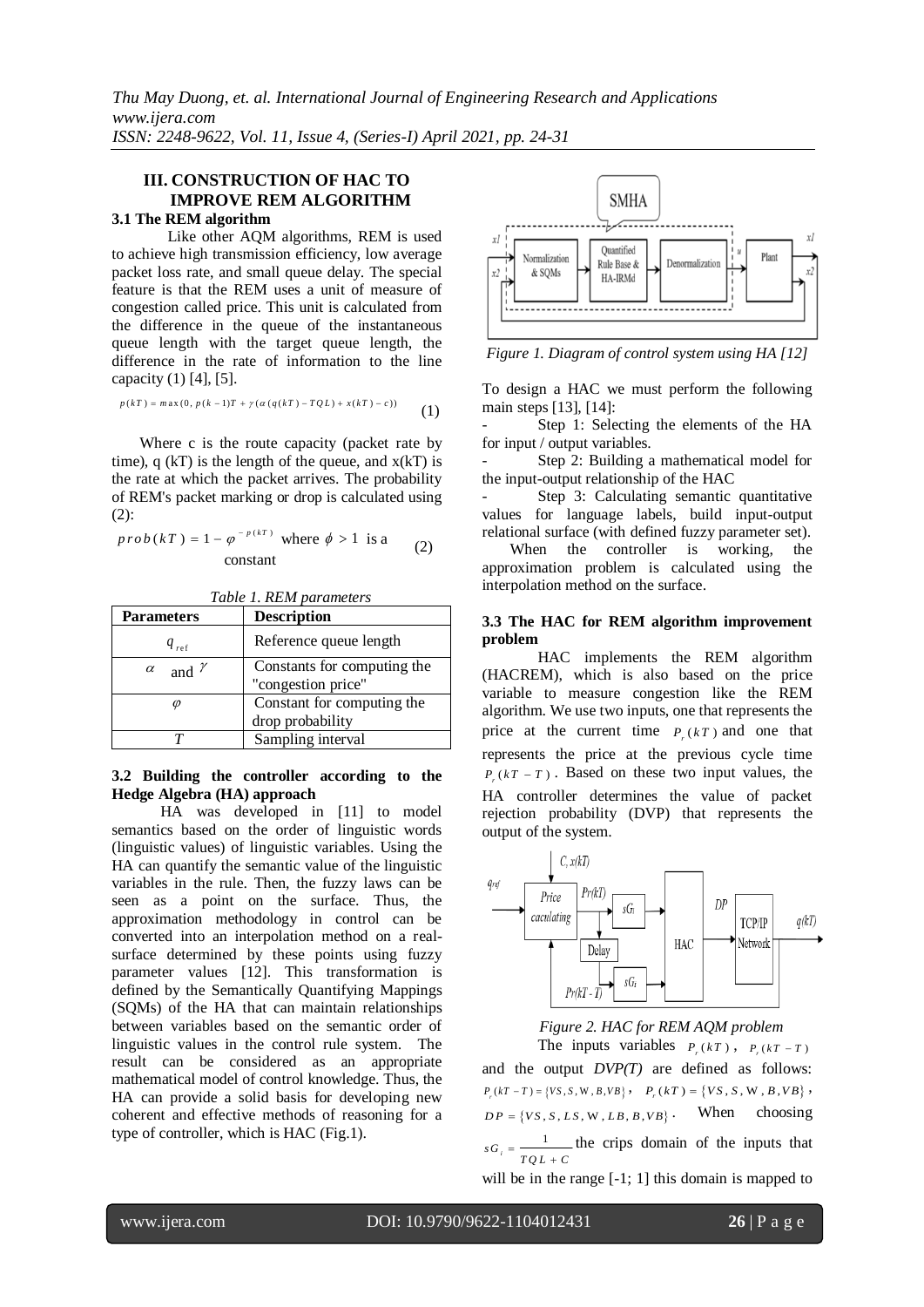## III. CONSTRUCTION OF HAC TO IMPROVE REM ALGORITHM

### 3.1 The REM algorithm

Like other AQM algorithms, REM is used to achieve high transmission efficiency, low average packet loss rate, and small queue delay. The special feature is that the REM uses a unit of measure of congestion called price. This unit is calculated from the difference in the queue of the instantaneous queue length with the target queue length, the difference in the rate of information to the line capacity (1) [4], [5].

$$p(kT) = \max(0, p(k-1)T + \gamma(\alpha(q(kT) - TQL) + x(kT) - c)) \quad (1)$$

Where c is the route capacity (packet rate by time), q (kT) is the length of the queue, and x(kT) is the rate at which the packet arrives. The probability of REM's packet marking or drop is calculated using (2):

$$prob(kT) = 1 - \varphi^{-p(kT)} \text{ where } \phi > 1 \text{ is a constant} \quad (2)$$

*Table 1. REM parameters*

| Parameters | Description |
|---|---|
| $q_{ref}$ | Reference queue length |
| $\alpha$ and $\gamma$ | Constants for computing the "congestion price" |
| $\varphi$ | Constant for computing the drop probability |
| $T$ | Sampling interval |

### 3.2 Building the controller according to the Hedge Algebra (HA) approach

HA was developed in [11] to model semantics based on the order of linguistic words (linguistic values) of linguistic variables. Using the HA can quantify the semantic value of the linguistic variables in the rule. Then, the fuzzy laws can be seen as a point on the surface. Thus, the approximation methodology in control can be converted into an interpolation method on a real-surface determined by these points using fuzzy parameter values [12]. This transformation is defined by the Semantically Quantifying Mappings (SQMs) of the HA that can maintain relationships between variables based on the semantic order of linguistic values in the control rule system. The result can be considered as an appropriate mathematical model of control knowledge. Thus, the HA can provide a solid basis for developing new coherent and effective methods of reasoning for a type of controller, which is HAC (Fig.1).

*Figure 1. Diagram of control system using HA [12]*

To design a HAC we must perform the following main steps [13], [14]:

- Step 1: Selecting the elements of the HA for input / output variables.
- Step 2: Building a mathematical model for the input-output relationship of the HAC
- Step 3: Calculating semantic quantitative values for language labels, build input-output relational surface (with defined fuzzy parameter set).

When the controller is working, the approximation problem is calculated using the interpolation method on the surface.

### 3.3 The HAC for REM algorithm improvement problem

HAC implements the REM algorithm (HACREM), which is also based on the price variable to measure congestion like the REM algorithm. We use two inputs, one that represents the price at the current time $P_r(kT)$ and one that represents the price at the previous cycle time $P_r(kT-T)$. Based on these two input values, the HA controller determines the value of packet rejection probability (DVP) that represents the output of the system.

*Figure 2. HAC for REM AQM problem*

The inputs variables $P_r(kT)$, $P_r(kT-T)$ and the output *DVP(T)* are defined as follows: $P_r(kT-T) = \{VS, S, W, B, VB\}$, $P_r(kT) = \{VS, S, W, B, VB\}$, $DP = \{VS, S, LS, W, LB, B, VB\}$. When choosing $sG_i = \frac{1}{TQL + C}$ the crips domain of the inputs that will be in the range [-1; 1] this domain is mapped to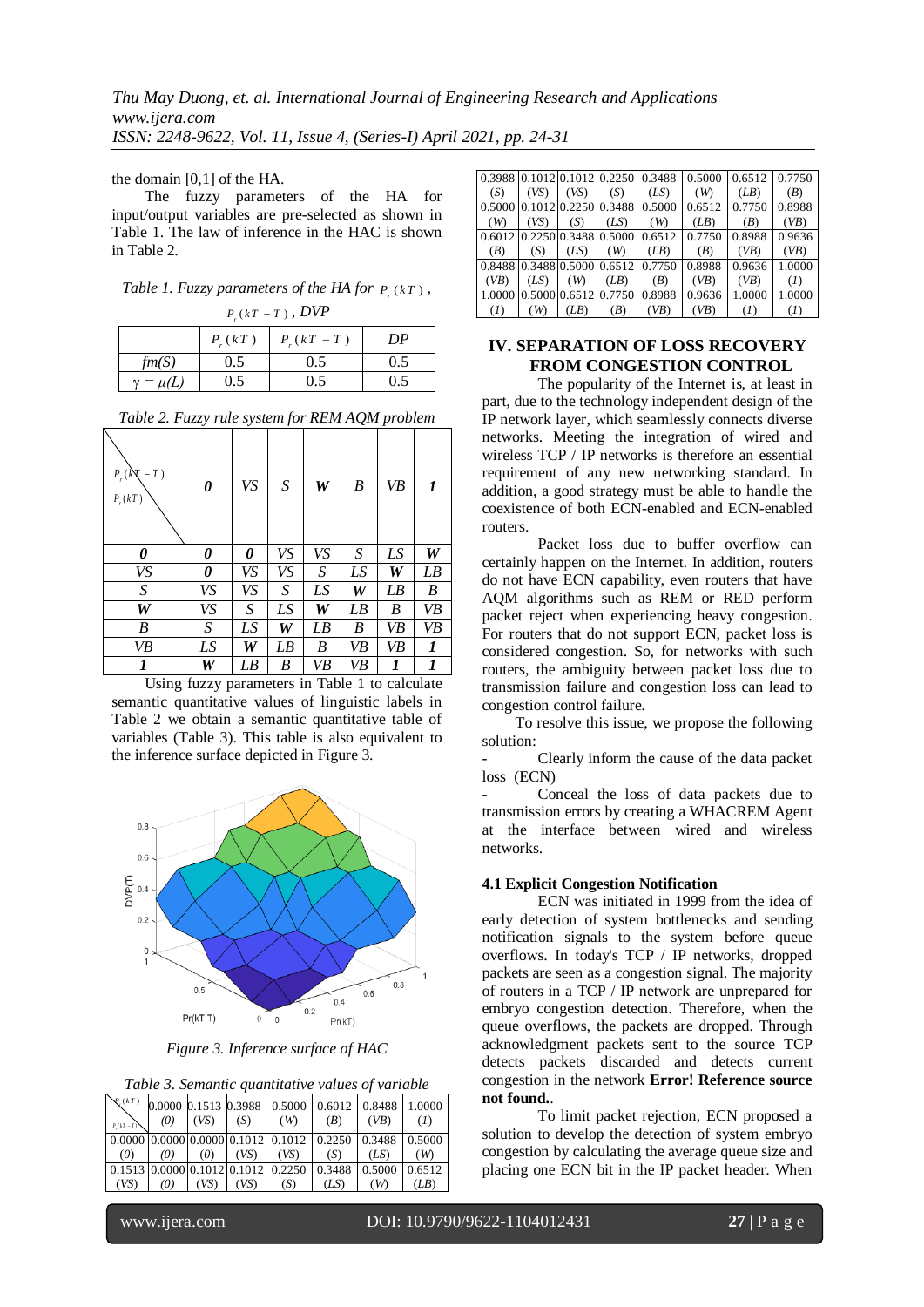the domain [0,1] of the HA.

The fuzzy parameters of the HA for input/output variables are pre-selected as shown in Table 1. The law of inference in the HAC is shown in Table 2.

*Table 1. Fuzzy parameters of the HA for $P_r(kT)$, $P_r(kT-T)$, DVP*

| | $P_r(kT)$ | $P_r(kT-T)$ | DP |
|---|---|---|---|
| fm(S) | 0.5 | 0.5 | 0.5 |
| $\gamma = \mu(L)$ | 0.5 | 0.5 | 0.5 |

*Table 2. Fuzzy rule system for REM AQM problem*

| $P_r(kT)$ \ $P_r(kT-T)$ | 0 | VS | S | W | B | VB | 1 |
|---|---|---|---|---|---|---|---|
| 0 | 0 | 0 | VS | VS | S | LS | W |
| VS | 0 | VS | VS | S | LS | W | LB |
| S | VS | VS | S | LS | W | LB | B |
| W | VS | S | LS | W | LB | B | VB |
| B | S | LS | W | LB | B | VB | VB |
| VB | LS | W | LB | B | VB | VB | 1 |
| 1 | W | LB | B | VB | VB | 1 | 1 |

Using fuzzy parameters in Table 1 to calculate semantic quantitative values of linguistic labels in Table 2 we obtain a semantic quantitative table of variables (Table 3). This table is also equivalent to the inference surface depicted in Figure 3.

*Figure 3. Inference surface of HAC*

*Table 3. Semantic quantitative values of variable*

| $P_r(kT)$ \ $P_r(kT-T)$ | 0.0000 (0) | 0.1513 (VS) | 0.3988 (S) | 0.5000 (W) | 0.6012 (B) | 0.8488 (VB) | 1.0000 (1) |
|---|---|---|---|---|---|---|---|
| 0.0000 (0) | 0.0000 (0) | 0.0000 (0) | 0.1012 (VS) | 0.1012 (VS) | 0.2250 (S) | 0.3488 (LS) | 0.5000 (W) |
| 0.1513 (VS) | 0.0000 (0) | 0.1012 (VS) | 0.1012 (VS) | 0.2250 (S) | 0.3488 (LS) | 0.5000 (W) | 0.6512 (LB) |
| 0.3988 (S) | 0.1012 (VS) | 0.1012 (VS) | 0.2250 (S) | 0.3488 (LS) | 0.5000 (W) | 0.6512 (LB) | 0.7750 (B) |
| 0.5000 (W) | 0.1012 (VS) | 0.2250 (S) | 0.3488 (LS) | 0.5000 (W) | 0.6512 (LB) | 0.7750 (B) | 0.8988 (VB) |
| 0.6012 (B) | 0.2250 (S) | 0.3488 (LS) | 0.5000 (W) | 0.6512 (LB) | 0.7750 (B) | 0.8988 (VB) | 0.9636 (VB) |
| 0.8488 (VB) | 0.3488 (LS) | 0.5000 (W) | 0.6512 (LB) | 0.7750 (B) | 0.8988 (VB) | 0.9636 (VB) | 1.0000 (1) |
| 1.0000 (1) | 0.5000 (W) | 0.6512 (LB) | 0.7750 (B) | 0.8988 (VB) | 0.9636 (VB) | 1.0000 (1) | 1.0000 (1) |

## IV. SEPARATION OF LOSS RECOVERY FROM CONGESTION CONTROL

The popularity of the Internet is, at least in part, due to the technology independent design of the IP network layer, which seamlessly connects diverse networks. Meeting the integration of wired and wireless TCP / IP networks is therefore an essential requirement of any new networking standard. In addition, a good strategy must be able to handle the coexistence of both ECN-enabled and ECN-enabled routers.

Packet loss due to buffer overflow can certainly happen on the Internet. In addition, routers do not have ECN capability, even routers that have AQM algorithms such as REM or RED perform packet reject when experiencing heavy congestion. For routers that do not support ECN, packet loss is considered congestion. So, for networks with such routers, the ambiguity between packet loss due to transmission failure and congestion loss can lead to congestion control failure.

To resolve this issue, we propose the following solution:

- Clearly inform the cause of the data packet loss (ECN)
- Conceal the loss of data packets due to transmission errors by creating a WHACREM Agent at the interface between wired and wireless networks.

### 4.1 Explicit Congestion Notification

ECN was initiated in 1999 from the idea of early detection of system bottlenecks and sending notification signals to the system before queue overflows. In today's TCP / IP networks, dropped packets are seen as a congestion signal. The majority of routers in a TCP / IP network are unprepared for embryo congestion detection. Therefore, when the queue overflows, the packets are dropped. Through acknowledgment packets sent to the source TCP detects packets discarded and detects current congestion in the network **Error! Reference source not found.**.

To limit packet rejection, ECN proposed a solution to develop the detection of system embryo congestion by calculating the average queue size and placing one ECN bit in the IP packet header. When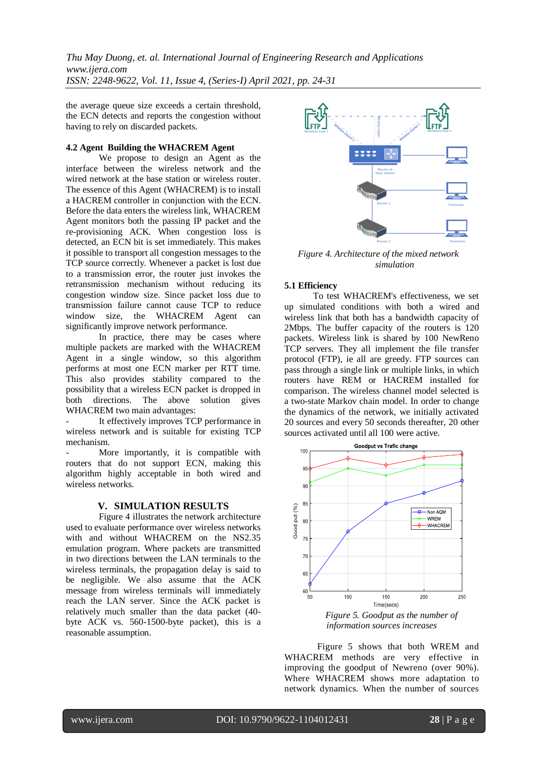the average queue size exceeds a certain threshold, the ECN detects and reports the congestion without having to rely on discarded packets.

### 4.2 Agent Building the WHACREM Agent

We propose to design an Agent as the interface between the wireless network and the wired network at the base station or wireless router. The essence of this Agent (WHACREM) is to install a HACREM controller in conjunction with the ECN. Before the data enters the wireless link, WHACREM Agent monitors both the passing IP packet and the re-provisioning ACK. When congestion loss is detected, an ECN bit is set immediately. This makes it possible to transport all congestion messages to the TCP source correctly. Whenever a packet is lost due to a transmission error, the router just invokes the retransmission mechanism without reducing its congestion window size. Since packet loss due to transmission failure cannot cause TCP to reduce window size, the WHACREM Agent can significantly improve network performance.

In practice, there may be cases where multiple packets are marked with the WHACREM Agent in a single window, so this algorithm performs at most one ECN marker per RTT time. This also provides stability compared to the possibility that a wireless ECN packet is dropped in both directions. The above solution gives WHACREM two main advantages:

- It effectively improves TCP performance in wireless network and is suitable for existing TCP mechanism.
- More importantly, it is compatible with routers that do not support ECN, making this algorithm highly acceptable in both wired and wireless networks.

## V. SIMULATION RESULTS

Figure 4 illustrates the network architecture used to evaluate performance over wireless networks with and without WHACREM on the NS2.35 emulation program. Where packets are transmitted in two directions between the LAN terminals to the wireless terminals, the propagation delay is said to be negligible. We also assume that the ACK message from wireless terminals will immediately reach the LAN server. Since the ACK packet is relatively much smaller than the data packet (40-byte ACK vs. 560-1500-byte packet), this is a reasonable assumption.

*Figure 4. Architecture of the mixed network simulation*

### 5.1 Efficiency

To test WHACREM's effectiveness, we set up simulated conditions with both a wired and wireless link that both has a bandwidth capacity of 2Mbps. The buffer capacity of the routers is 120 packets. Wireless link is shared by 100 NewReno TCP servers. They all implement the file transfer protocol (FTP), ie all are greedy. FTP sources can pass through a single link or multiple links, in which routers have REM or HACREM installed for comparison. The wireless channel model selected is a two-state Markov chain model. In order to change the dynamics of the network, we initially activated 20 sources and every 50 seconds thereafter, 20 other sources activated until all 100 were active.

*Figure 5. Goodput as the number of information sources increases*

Figure 5 shows that both WREM and WHACREM methods are very effective in improving the goodput of Newreno (over 90%). Where WHACREM shows more adaptation to network dynamics. When the number of sources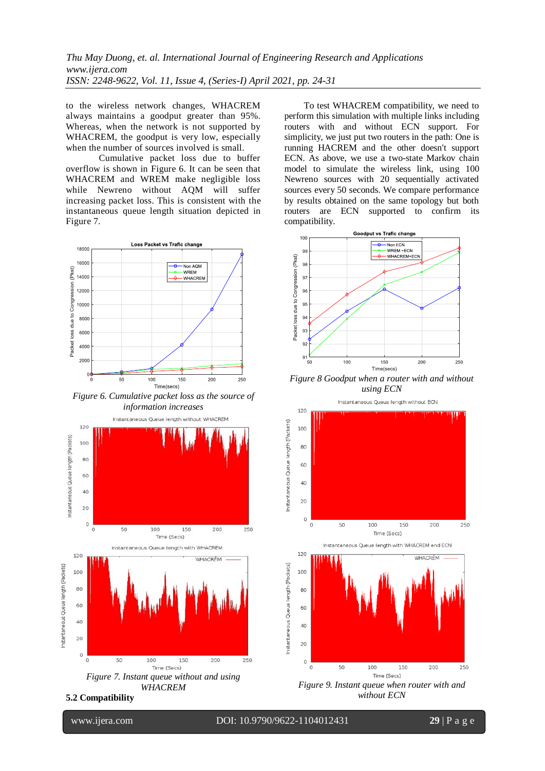to the wireless network changes, WHACREM always maintains a goodput greater than 95%. Whereas, when the network is not supported by WHACREM, the goodput is very low, especially when the number of sources involved is small.

Cumulative packet loss due to buffer overflow is shown in Figure 6. It can be seen that WHACREM and WREM make negligible loss while Newreno without AQM will suffer increasing packet loss. This is consistent with the instantaneous queue length situation depicted in Figure 7.

*Figure 6. Cumulative packet loss as the source of information increases*

*Figure 7. Instant queue without and using WHACREM*

### 5.2 Compatibility

To test WHACREM compatibility, we need to perform this simulation with multiple links including routers with and without ECN support. For simplicity, we just put two routers in the path: One is running HACREM and the other doesn't support ECN. As above, we use a two-state Markov chain model to simulate the wireless link, using 100 Newreno sources with 20 sequentially activated sources every 50 seconds. We compare performance by results obtained on the same topology but both routers are ECN supported to confirm its compatibility.

*Figure 8 Goodput when a router with and without using ECN*

*Figure 9. Instant queue when router with and without ECN*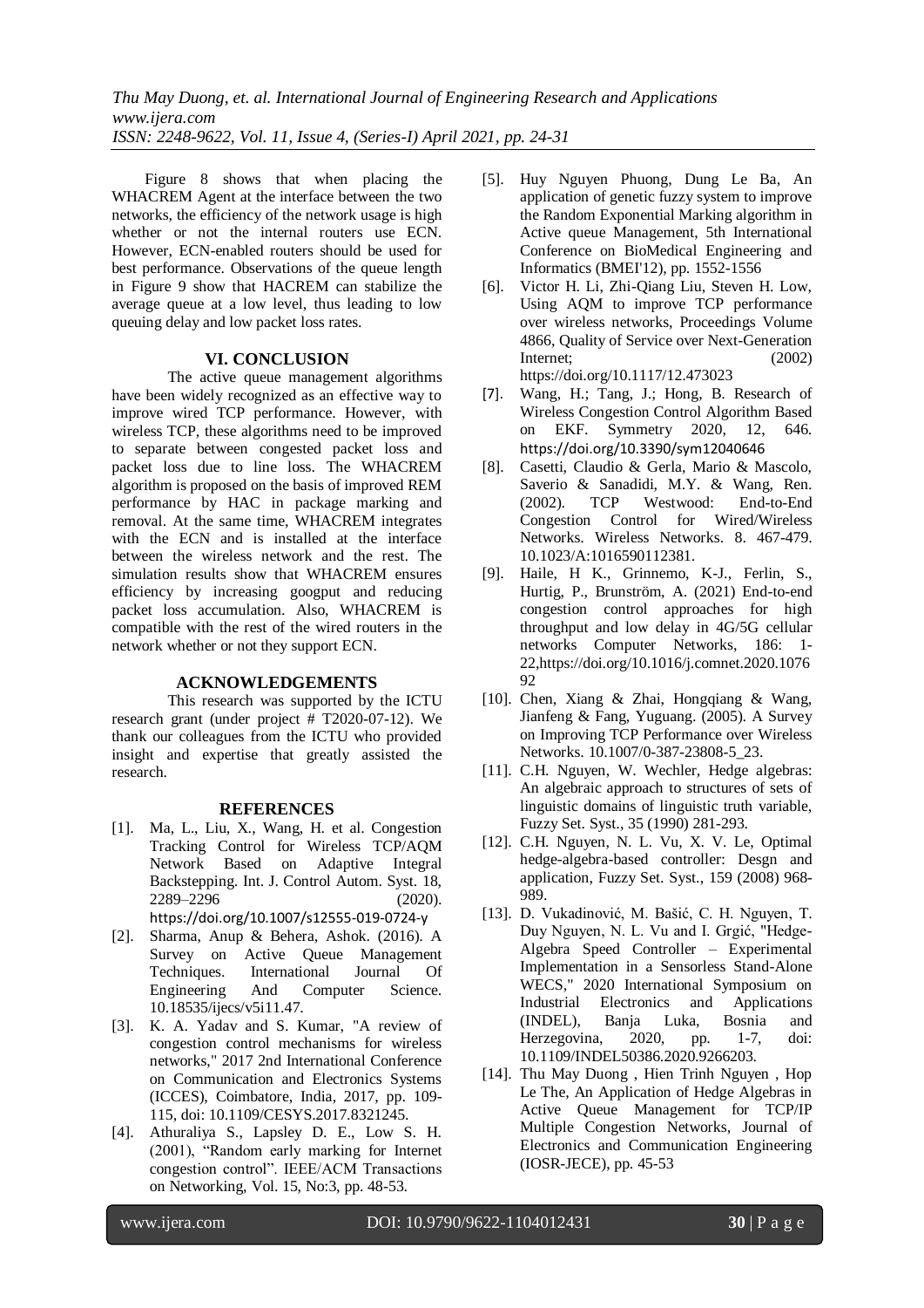Figure 8 shows that when placing the WHACREM Agent at the interface between the two networks, the efficiency of the network usage is high whether or not the internal routers use ECN. However, ECN-enabled routers should be used for best performance. Observations of the queue length in Figure 9 show that HACREM can stabilize the average queue at a low level, thus leading to low queuing delay and low packet loss rates.

## VI. CONCLUSION

The active queue management algorithms have been widely recognized as an effective way to improve wired TCP performance. However, with wireless TCP, these algorithms need to be improved to separate between congested packet loss and packet loss due to line loss. The WHACREM algorithm is proposed on the basis of improved REM performance by HAC in package marking and removal. At the same time, WHACREM integrates with the ECN and is installed at the interface between the wireless network and the rest. The simulation results show that WHACREM ensures efficiency by increasing googput and reducing packet loss accumulation. Also, WHACREM is compatible with the rest of the wired routers in the network whether or not they support ECN.

## ACKNOWLEDGEMENTS

This research was supported by the ICTU research grant (under project # T2020-07-12). We thank our colleagues from the ICTU who provided insight and expertise that greatly assisted the research.

## REFERENCES

[1]. Ma, L., Liu, X., Wang, H. et al. Congestion Tracking Control for Wireless TCP/AQM Network Based on Adaptive Integral Backstepping. Int. J. Control Autom. Syst. 18, 2289–2296 (2020). https://doi.org/10.1007/s12555-019-0724-y

[2]. Sharma, Anup & Behera, Ashok. (2016). A Survey on Active Queue Management Techniques. International Journal Of Engineering And Computer Science. 10.18535/ijecs/v5i11.47.

[3]. K. A. Yadav and S. Kumar, "A review of congestion control mechanisms for wireless networks," 2017 2nd International Conference on Communication and Electronics Systems (ICCES), Coimbatore, India, 2017, pp. 109-115, doi: 10.1109/CESYS.2017.8321245.

[4]. Athuraliya S., Lapsley D. E., Low S. H. (2001), "Random early marking for Internet congestion control". IEEE/ACM Transactions on Networking, Vol. 15, No:3, pp. 48-53.

[5]. Huy Nguyen Phuong, Dung Le Ba, An application of genetic fuzzy system to improve the Random Exponential Marking algorithm in Active queue Management, 5th International Conference on BioMedical Engineering and Informatics (BMEI'12), pp. 1552-1556

[6]. Victor H. Li, Zhi-Qiang Liu, Steven H. Low, Using AQM to improve TCP performance over wireless networks, Proceedings Volume 4866, Quality of Service over Next-Generation Internet; (2002) https://doi.org/10.1117/12.473023

[7]. Wang, H.; Tang, J.; Hong, B. Research of Wireless Congestion Control Algorithm Based on EKF. Symmetry 2020, 12, 646. https://doi.org/10.3390/sym12040646

[8]. Casetti, Claudio & Gerla, Mario & Mascolo, Saverio & Sanadidi, M.Y. & Wang, Ren. (2002). TCP Westwood: End-to-End Congestion Control for Wired/Wireless Networks. Wireless Networks. 8. 467-479. 10.1023/A:1016590112381.

[9]. Haile, H K., Grinnemo, K-J., Ferlin, S., Hurtig, P., Brunström, A. (2021) End-to-end congestion control approaches for high throughput and low delay in 4G/5G cellular networks Computer Networks, 186: 1-22,https://doi.org/10.1016/j.comnet.2020.107692

[10]. Chen, Xiang & Zhai, Hongqiang & Wang, Jianfeng & Fang, Yuguang. (2005). A Survey on Improving TCP Performance over Wireless Networks. 10.1007/0-387-23808-5_23.

[11]. C.H. Nguyen, W. Wechler, Hedge algebras: An algebraic approach to structures of sets of linguistic domains of linguistic truth variable, Fuzzy Set. Syst., 35 (1990) 281-293.

[12]. C.H. Nguyen, N. L. Vu, X. V. Le, Optimal hedge-algebra-based controller: Desgn and application, Fuzzy Set. Syst., 159 (2008) 968-989.

[13]. D. Vukadinović, M. Bašić, C. H. Nguyen, T. Duy Nguyen, N. L. Vu and I. Grgić, "Hedge-Algebra Speed Controller – Experimental Implementation in a Sensorless Stand-Alone WECS," 2020 International Symposium on Industrial Electronics and Applications (INDEL), Banja Luka, Bosnia and Herzegovina, 2020, pp. 1-7, doi: 10.1109/INDEL50386.2020.9266203.

[14]. Thu May Duong , Hien Trinh Nguyen , Hop Le The, An Application of Hedge Algebras in Active Queue Management for TCP/IP Multiple Congestion Networks, Journal of Electronics and Communication Engineering (IOSR-JECE), pp. 45-53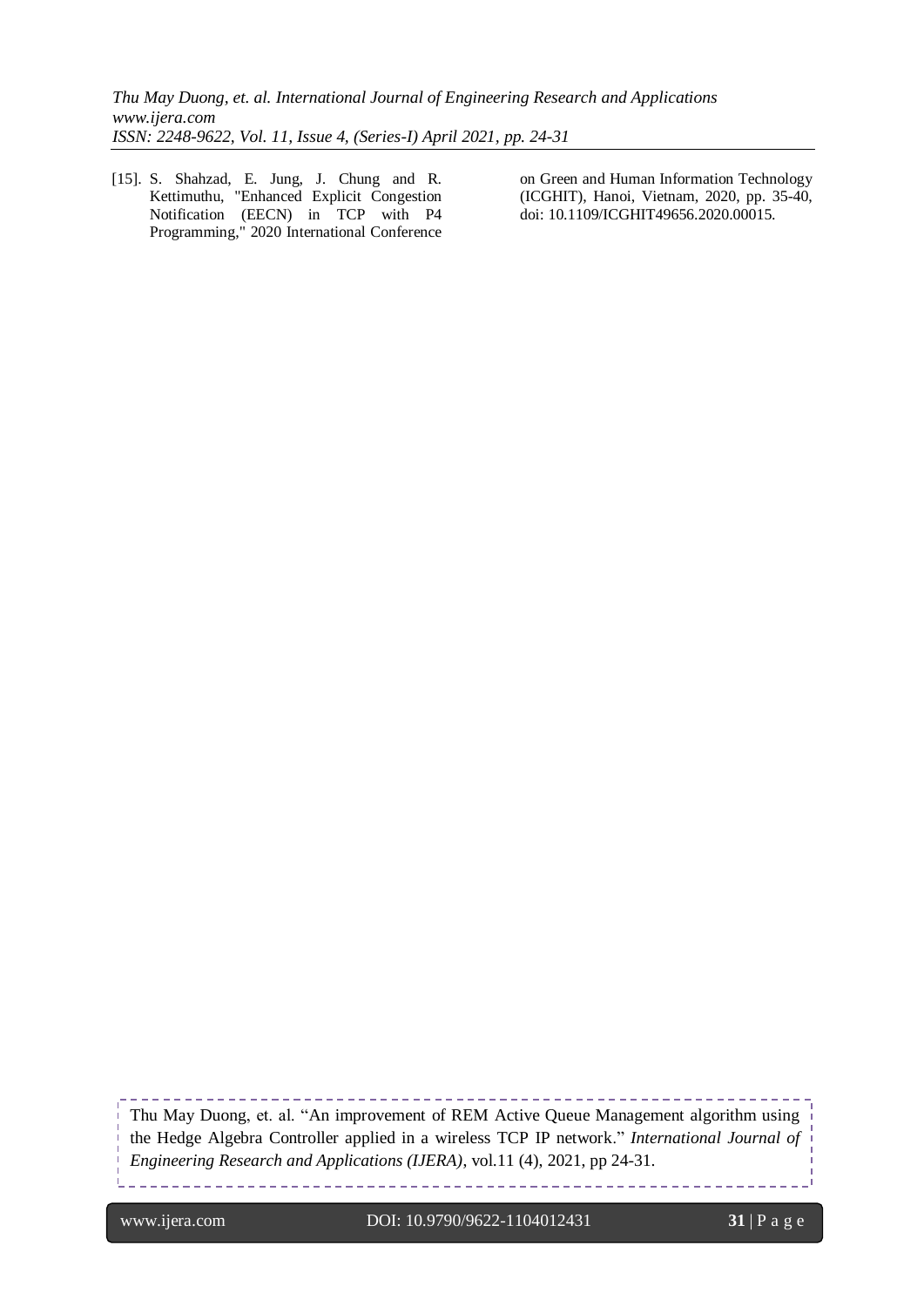[15]. S. Shahzad, E. Jung, J. Chung and R. Kettimuthu, "Enhanced Explicit Congestion Notification (EECN) in TCP with P4 Programming," 2020 International Conference on Green and Human Information Technology (ICGHIT), Hanoi, Vietnam, 2020, pp. 35-40, doi: 10.1109/ICGHIT49656.2020.00015.

Thu May Duong, et. al. “An improvement of REM Active Queue Management algorithm using the Hedge Algebra Controller applied in a wireless TCP IP network.” *International Journal of Engineering Research and Applications (IJERA)*, vol.11 (4), 2021, pp 24-31.